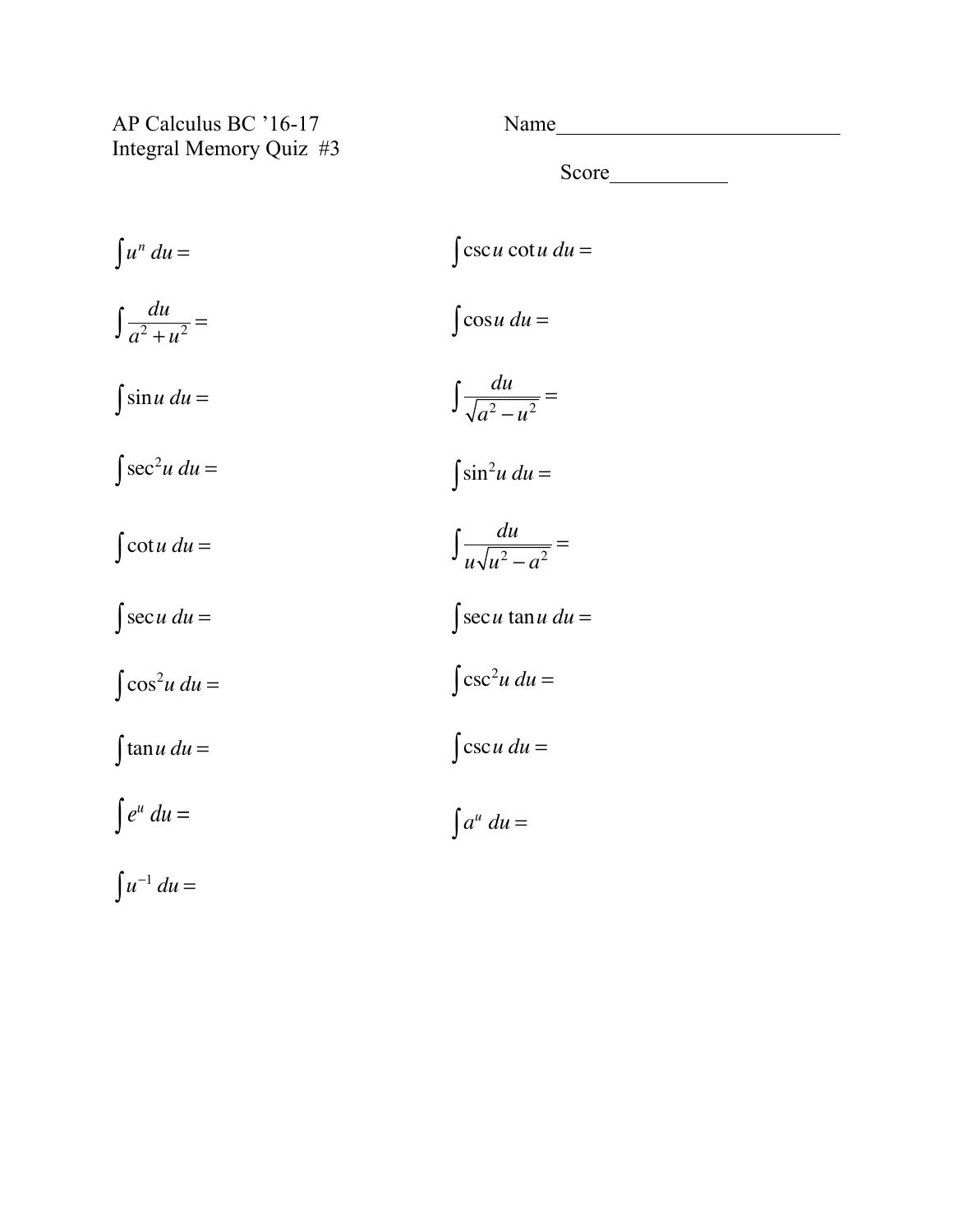AP Calculus BC '16-17

Integral Memory Quiz #3

Name___________________________

Score___________

$$\int u^n \, du =$$

$$\int \csc u \cot u \, du =$$

$$\int \frac{du}{a^2 + u^2} =$$

$$\int \cos u \, du =$$

$$\int \sin u \, du =$$

$$\int \frac{du}{\sqrt{a^2 - u^2}} =$$

$$\int \sec^2 u \, du =$$

$$\int \sin^2 u \, du =$$

$$\int \cot u \, du =$$

$$\int \frac{du}{u\sqrt{u^2 - a^2}} =$$

$$\int \sec u \, du =$$

$$\int \sec u \tan u \, du =$$

$$\int \cos^2 u \, du =$$

$$\int \csc^2 u \, du =$$

$$\int \tan u \, du =$$

$$\int \csc u \, du =$$

$$\int e^u \, du =$$

$$\int a^u \, du =$$

$$\int u^{-1} \, du =$$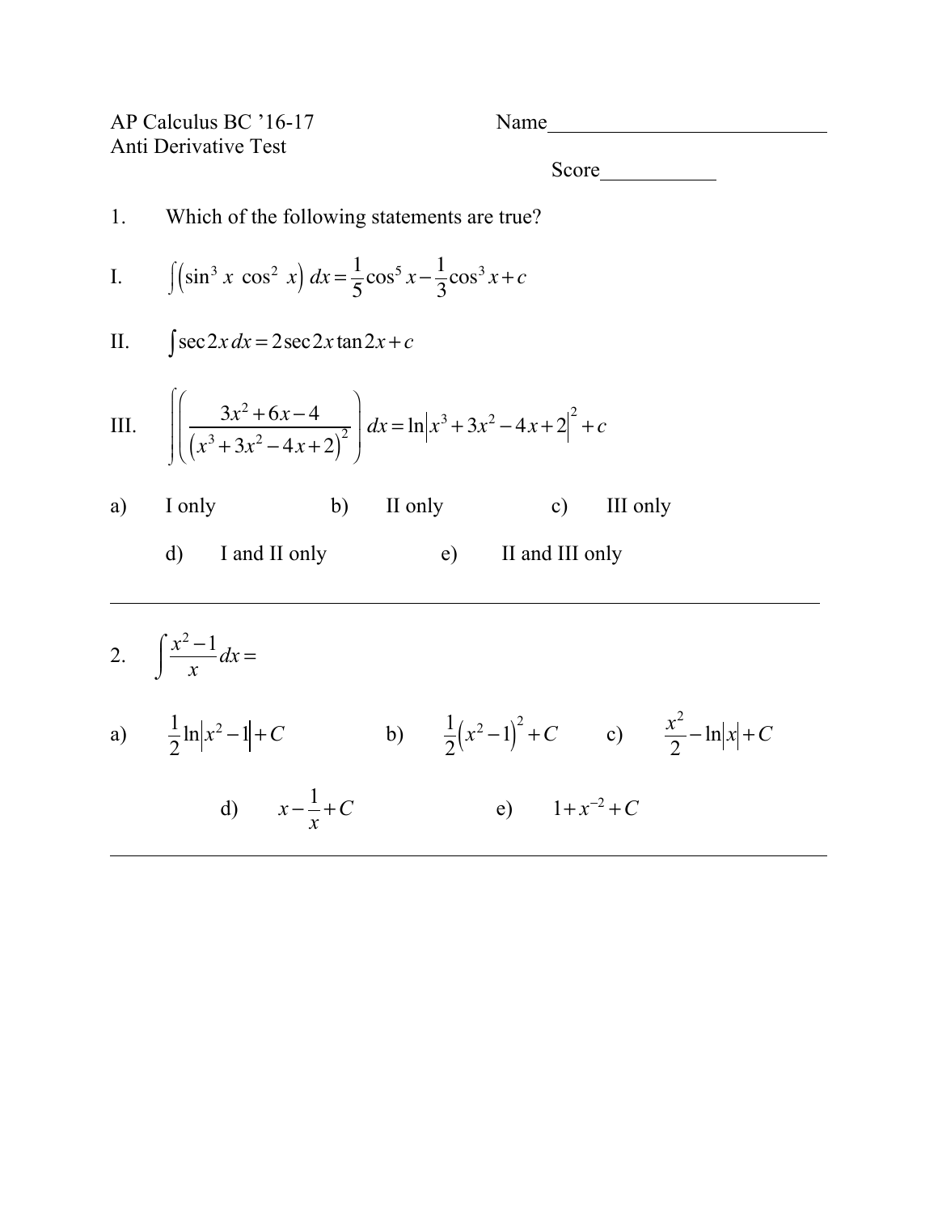AP Calculus BC '16-17 Name___________________________

Anti Derivative Test

Score___________

1. Which of the following statements are true?

I. $\int \left(\sin^3 x \; \cos^2 x\right) dx = \frac{1}{5}\cos^5 x - \frac{1}{3}\cos^3 x + c$

II. $\int \sec 2x \, dx = 2\sec 2x \tan 2x + c$

III. $\int \left( \frac{3x^2 + 6x - 4}{\left(x^3 + 3x^2 - 4x + 2\right)^2} \right) dx = \ln\left|x^3 + 3x^2 - 4x + 2\right|^2 + c$

a) I only b) II only c) III only

d) I and II only e) II and III only

---

2. $\int \frac{x^2 - 1}{x} dx =$

a) $\frac{1}{2}\ln\left|x^2 - 1\right| + C$ b) $\frac{1}{2}\left(x^2 - 1\right)^2 + C$ c) $\frac{x^2}{2} - \ln|x| + C$

d) $x - \frac{1}{x} + C$ e) $1 + x^{-2} + C$

---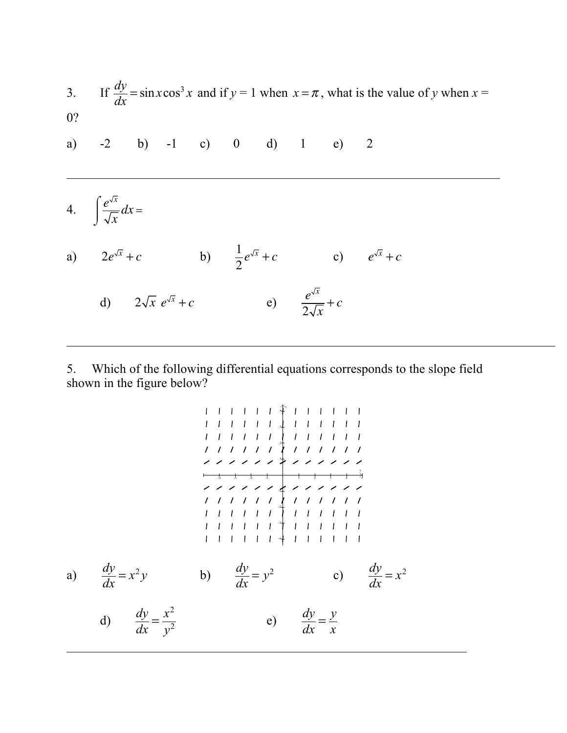3. If $\frac{dy}{dx} = \sin x \cos^3 x$ and if $y = 1$ when $x = \pi$, what is the value of $y$ when $x = 0$?

a) -2 b) -1 c) 0 d) 1 e) 2

---

4. $\int \frac{e^{\sqrt{x}}}{\sqrt{x}} dx =$

a) $2e^{\sqrt{x}} + c$ b) $\frac{1}{2}e^{\sqrt{x}} + c$ c) $e^{\sqrt{x}} + c$

d) $2\sqrt{x}\ e^{\sqrt{x}} + c$ e) $\frac{e^{\sqrt{x}}}{2\sqrt{x}} + c$

---

5. Which of the following differential equations corresponds to the slope field shown in the figure below?

a) $\frac{dy}{dx} = x^2 y$ b) $\frac{dy}{dx} = y^2$ c) $\frac{dy}{dx} = x^2$

d) $\frac{dy}{dx} = \frac{x^2}{y^2}$ e) $\frac{dy}{dx} = \frac{y}{x}$

---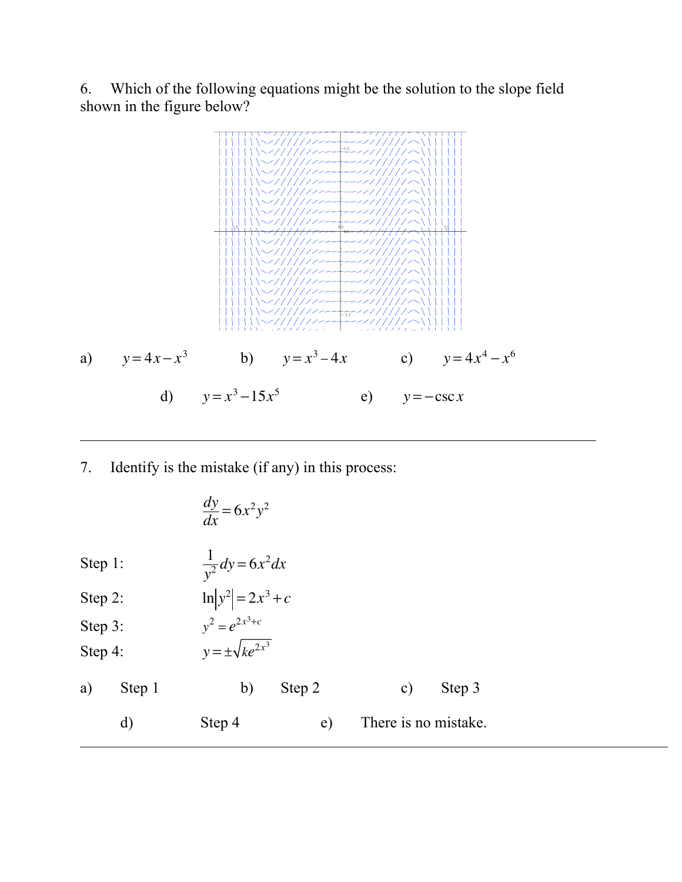6. Which of the following equations might be the solution to the slope field shown in the figure below?

a) $y = 4x - x^3$ b) $y = x^3 - 4x$ c) $y = 4x^4 - x^6$

d) $y = x^3 - 15x^5$ e) $y = -\csc x$

---

7. Identify is the mistake (if any) in this process:

$$\frac{dy}{dx} = 6x^2y^2$$

Step 1: $\frac{1}{y^2}dy = 6x^2dx$

Step 2: $\ln\left|y^2\right| = 2x^3 + c$

Step 3: $y^2 = e^{2x^3+c}$

Step 4: $y = \pm\sqrt{ke^{2x^3}}$

a) Step 1 b) Step 2 c) Step 3

d) Step 4 e) There is no mistake.

---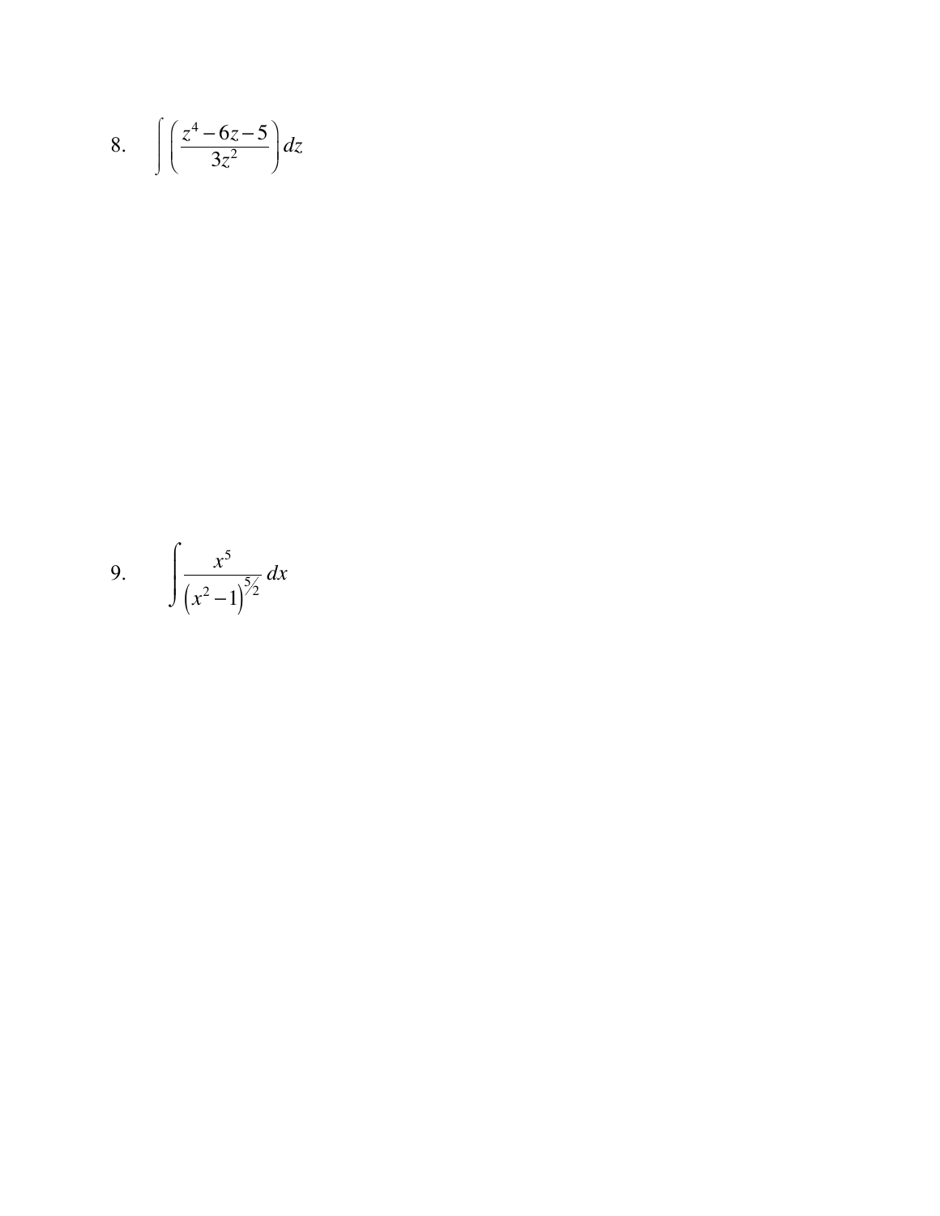8. $\int \left( \frac{z^4 - 6z - 5}{3z^2} \right) dz$

9. $\int \frac{x^5}{\left(x^2 - 1\right)^{5/2}} \, dx$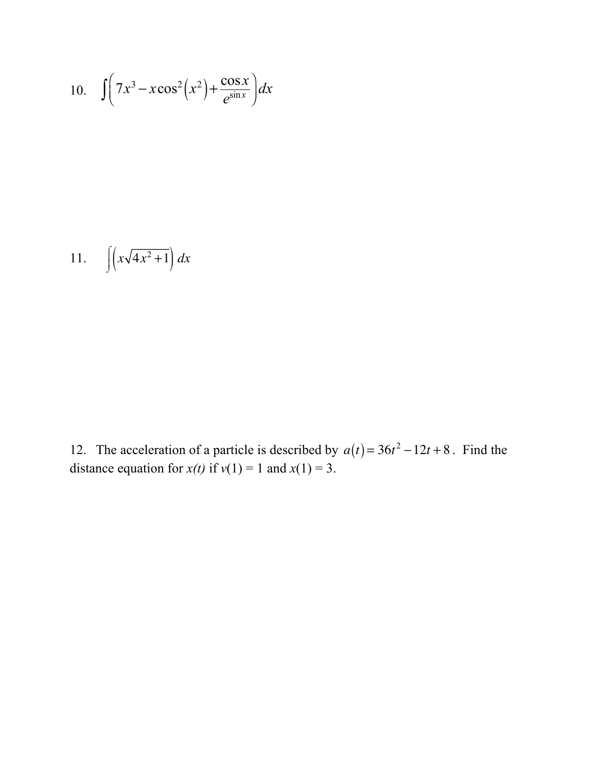10. $\int \left( 7x^3 - x\cos^2\left(x^2\right) + \dfrac{\cos x}{e^{\sin x}} \right) dx$

11. $\int \left( x\sqrt{4x^2+1} \right) dx$

12. The acceleration of a particle is described by $a(t) = 36t^2 - 12t + 8$. Find the distance equation for $x(t)$ if $v(1) = 1$ and $x(1) = 3$.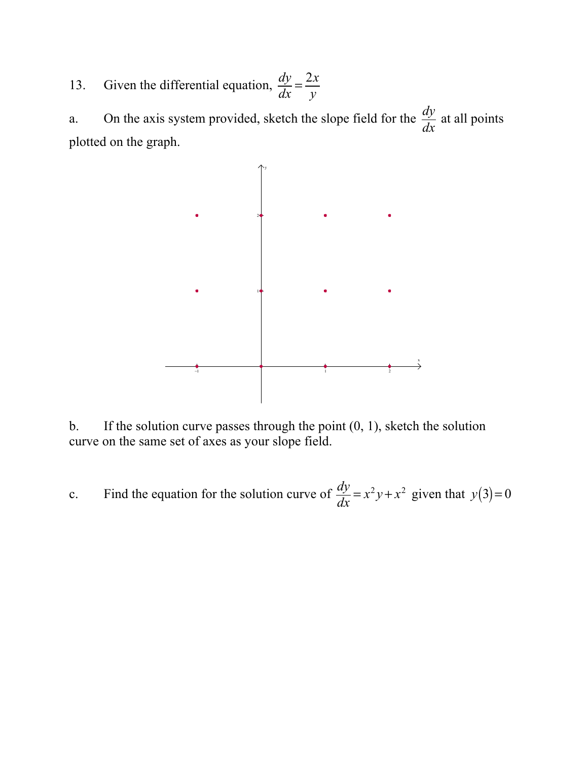13. Given the differential equation, $\dfrac{dy}{dx} = \dfrac{2x}{y}$

a. On the axis system provided, sketch the slope field for the $\dfrac{dy}{dx}$ at all points plotted on the graph.

y

2

1

x

−1

1

2

b. If the solution curve passes through the point (0, 1), sketch the solution curve on the same set of axes as your slope field.

c. Find the equation for the solution curve of $\dfrac{dy}{dx} = x^2 y + x^2$ given that $y(3) = 0$